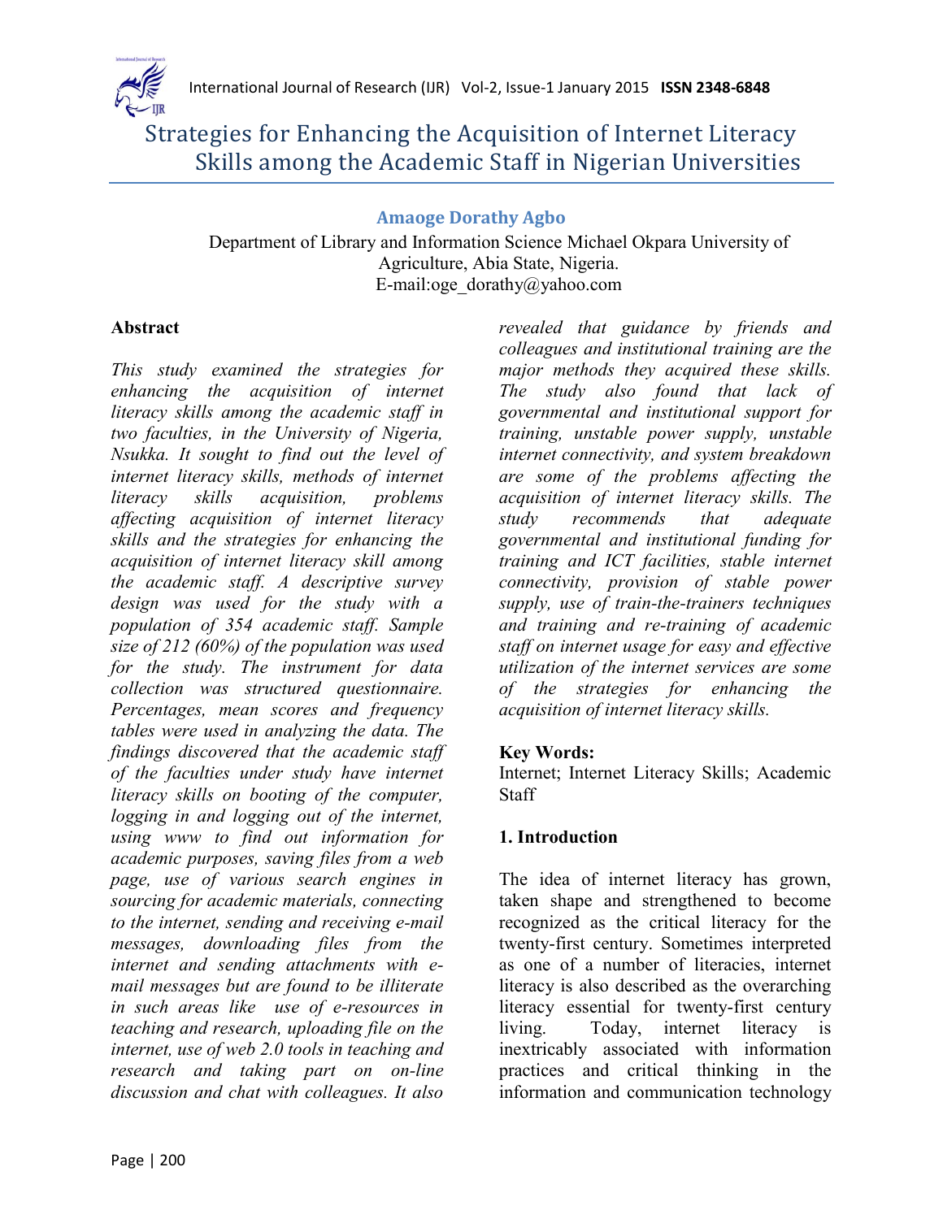# Strategies for Enhancing the Acquisition of Internet Literacy Skills among the Academic Staff in Nigerian Universities

**Amaoge Dorathy Agbo**

Department of Library and Information Science Michael Okpara University of Agriculture, Abia State, Nigeria.
E-mail:oge_dorathy@yahoo.com

## Abstract

*This study examined the strategies for enhancing the acquisition of internet literacy skills among the academic staff in two faculties, in the University of Nigeria, Nsukka. It sought to find out the level of internet literacy skills, methods of internet literacy skills acquisition, problems affecting acquisition of internet literacy skills and the strategies for enhancing the acquisition of internet literacy skill among the academic staff. A descriptive survey design was used for the study with a population of 354 academic staff. Sample size of 212 (60%) of the population was used for the study. The instrument for data collection was structured questionnaire. Percentages, mean scores and frequency tables were used in analyzing the data. The findings discovered that the academic staff of the faculties under study have internet literacy skills on booting of the computer, logging in and logging out of the internet, using www to find out information for academic purposes, saving files from a web page, use of various search engines in sourcing for academic materials, connecting to the internet, sending and receiving e-mail messages, downloading files from the internet and sending attachments with e-mail messages but are found to be illiterate in such areas like use of e-resources in teaching and research, uploading file on the internet, use of web 2.0 tools in teaching and research and taking part on on-line discussion and chat with colleagues. It also revealed that guidance by friends and colleagues and institutional training are the major methods they acquired these skills. The study also found that lack of governmental and institutional support for training, unstable power supply, unstable internet connectivity, and system breakdown are some of the problems affecting the acquisition of internet literacy skills. The study recommends that adequate governmental and institutional funding for training and ICT facilities, stable internet connectivity, provision of stable power supply, use of train-the-trainers techniques and training and re-training of academic staff on internet usage for easy and effective utilization of the internet services are some of the strategies for enhancing the acquisition of internet literacy skills.*

**Key Words:**
Internet; Internet Literacy Skills; Academic Staff

## 1. Introduction

The idea of internet literacy has grown, taken shape and strengthened to become recognized as the critical literacy for the twenty-first century. Sometimes interpreted as one of a number of literacies, internet literacy is also described as the overarching literacy essential for twenty-first century living. Today, internet literacy is inextricably associated with information practices and critical thinking in the information and communication technology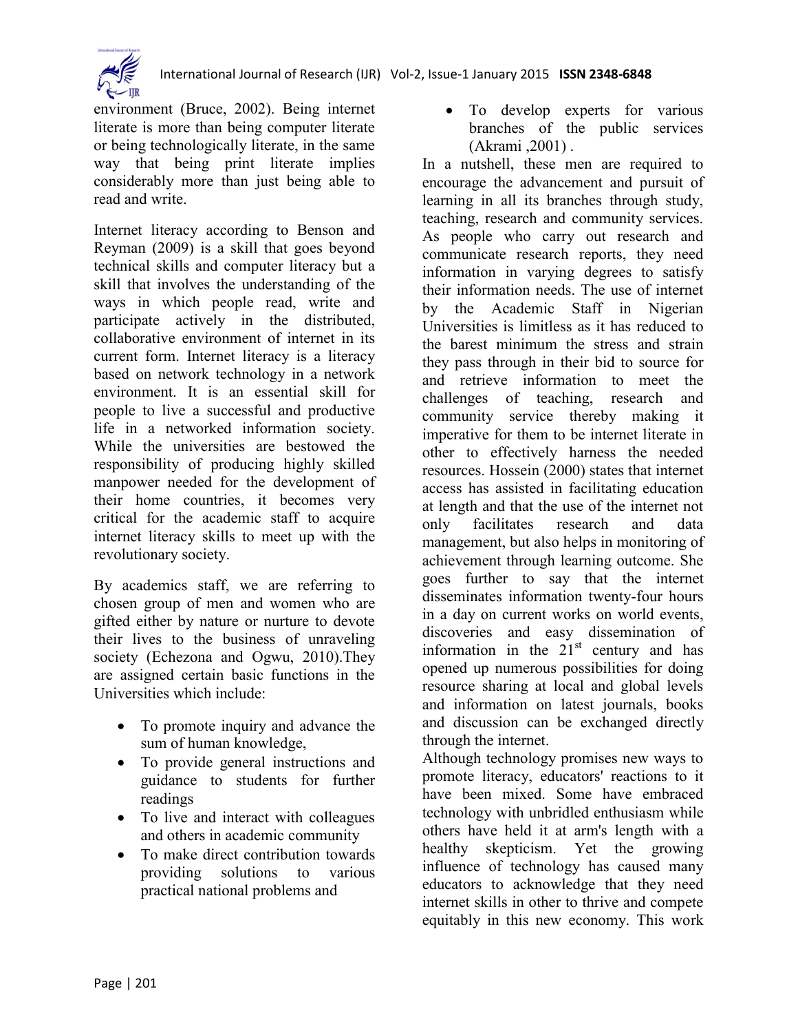environment (Bruce, 2002). Being internet literate is more than being computer literate or being technologically literate, in the same way that being print literate implies considerably more than just being able to read and write.

Internet literacy according to Benson and Reyman (2009) is a skill that goes beyond technical skills and computer literacy but a skill that involves the understanding of the ways in which people read, write and participate actively in the distributed, collaborative environment of internet in its current form. Internet literacy is a literacy based on network technology in a network environment. It is an essential skill for people to live a successful and productive life in a networked information society. While the universities are bestowed the responsibility of producing highly skilled manpower needed for the development of their home countries, it becomes very critical for the academic staff to acquire internet literacy skills to meet up with the revolutionary society.

By academics staff, we are referring to chosen group of men and women who are gifted either by nature or nurture to devote their lives to the business of unraveling society (Echezona and Ogwu, 2010).They are assigned certain basic functions in the Universities which include:

- To promote inquiry and advance the sum of human knowledge,
- To provide general instructions and guidance to students for further readings
- To live and interact with colleagues and others in academic community
- To make direct contribution towards providing solutions to various practical national problems and
- To develop experts for various branches of the public services (Akrami ,2001) .

In a nutshell, these men are required to encourage the advancement and pursuit of learning in all its branches through study, teaching, research and community services. As people who carry out research and communicate research reports, they need information in varying degrees to satisfy their information needs. The use of internet by the Academic Staff in Nigerian Universities is limitless as it has reduced to the barest minimum the stress and strain they pass through in their bid to source for and retrieve information to meet the challenges of teaching, research and community service thereby making it imperative for them to be internet literate in other to effectively harness the needed resources. Hossein (2000) states that internet access has assisted in facilitating education at length and that the use of the internet not only facilitates research and data management, but also helps in monitoring of achievement through learning outcome. She goes further to say that the internet disseminates information twenty-four hours in a day on current works on world events, discoveries and easy dissemination of information in the 21st century and has opened up numerous possibilities for doing resource sharing at local and global levels and information on latest journals, books and discussion can be exchanged directly through the internet.

Although technology promises new ways to promote literacy, educators' reactions to it have been mixed. Some have embraced technology with unbridled enthusiasm while others have held it at arm's length with a healthy skepticism. Yet the growing influence of technology has caused many educators to acknowledge that they need internet skills in other to thrive and compete equitably in this new economy. This work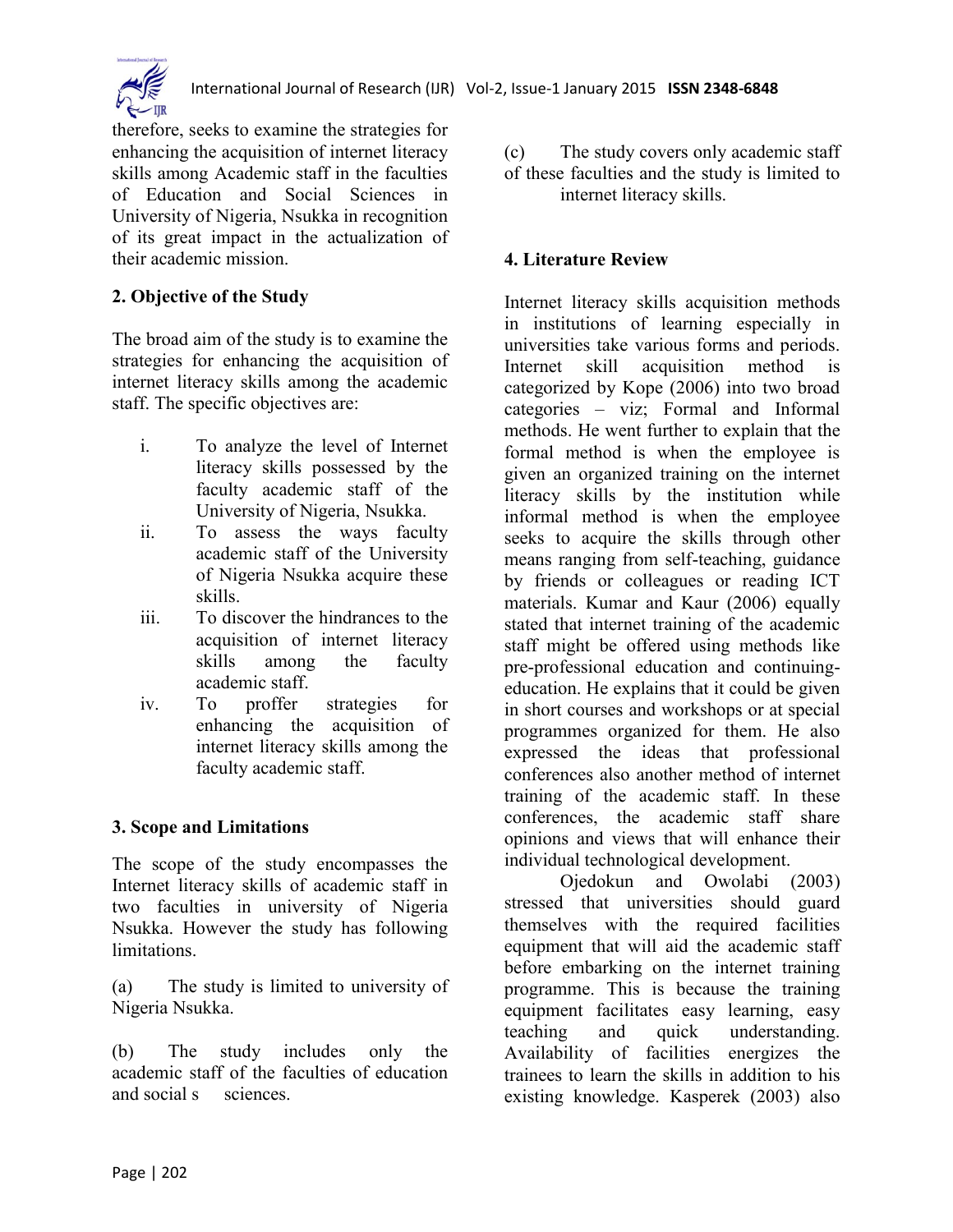therefore, seeks to examine the strategies for enhancing the acquisition of internet literacy skills among Academic staff in the faculties of Education and Social Sciences in University of Nigeria, Nsukka in recognition of its great impact in the actualization of their academic mission.

## 2. Objective of the Study

The broad aim of the study is to examine the strategies for enhancing the acquisition of internet literacy skills among the academic staff. The specific objectives are:

i. To analyze the level of Internet literacy skills possessed by the faculty academic staff of the University of Nigeria, Nsukka.
ii. To assess the ways faculty academic staff of the University of Nigeria Nsukka acquire these skills.
iii. To discover the hindrances to the acquisition of internet literacy skills among the faculty academic staff.
iv. To proffer strategies for enhancing the acquisition of internet literacy skills among the faculty academic staff.

## 3. Scope and Limitations

The scope of the study encompasses the Internet literacy skills of academic staff in two faculties in university of Nigeria Nsukka. However the study has following limitations.

(a) The study is limited to university of Nigeria Nsukka.

(b) The study includes only the academic staff of the faculties of education and social s sciences.

(c) The study covers only academic staff of these faculties and the study is limited to internet literacy skills.

## 4. Literature Review

Internet literacy skills acquisition methods in institutions of learning especially in universities take various forms and periods. Internet skill acquisition method is categorized by Kope (2006) into two broad categories – viz; Formal and Informal methods. He went further to explain that the formal method is when the employee is given an organized training on the internet literacy skills by the institution while informal method is when the employee seeks to acquire the skills through other means ranging from self-teaching, guidance by friends or colleagues or reading ICT materials. Kumar and Kaur (2006) equally stated that internet training of the academic staff might be offered using methods like pre-professional education and continuing-education. He explains that it could be given in short courses and workshops or at special programmes organized for them. He also expressed the ideas that professional conferences also another method of internet training of the academic staff. In these conferences, the academic staff share opinions and views that will enhance their individual technological development.

Ojedokun and Owolabi (2003) stressed that universities should guard themselves with the required facilities equipment that will aid the academic staff before embarking on the internet training programme. This is because the training equipment facilitates easy learning, easy teaching and quick understanding. Availability of facilities energizes the trainees to learn the skills in addition to his existing knowledge. Kasperek (2003) also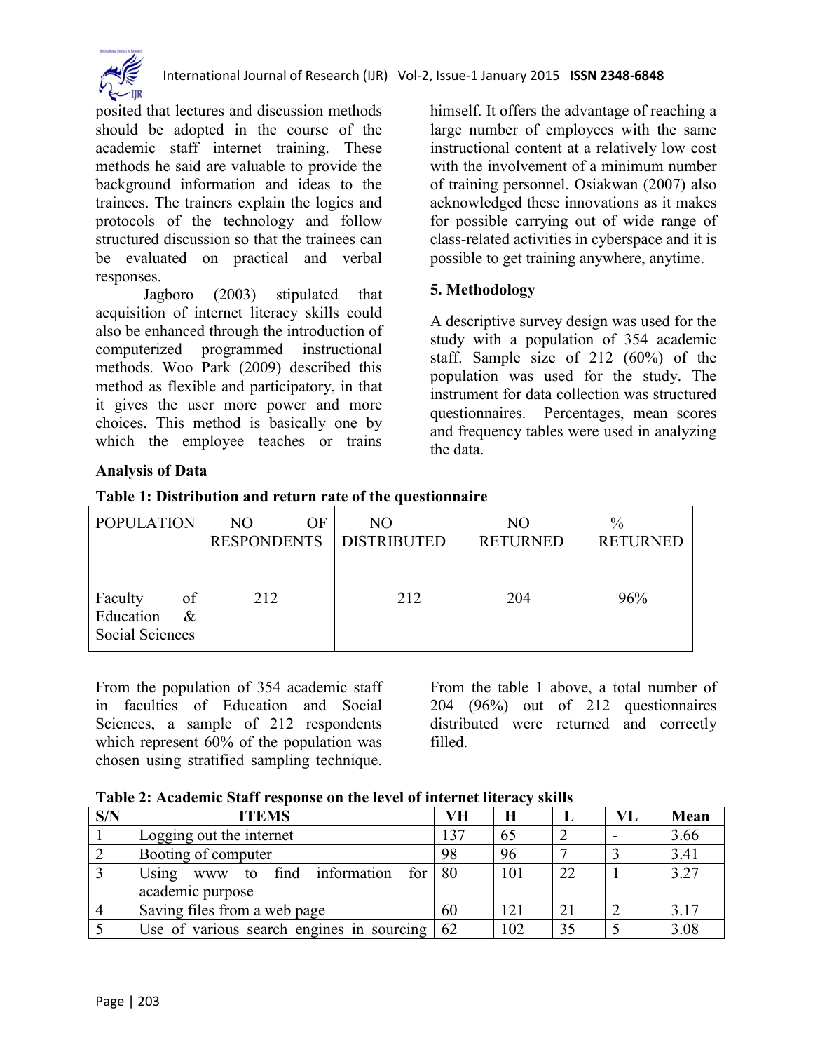posited that lectures and discussion methods should be adopted in the course of the academic staff internet training. These methods he said are valuable to provide the background information and ideas to the trainees. The trainers explain the logics and protocols of the technology and follow structured discussion so that the trainees can be evaluated on practical and verbal responses.

Jagboro (2003) stipulated that acquisition of internet literacy skills could also be enhanced through the introduction of computerized programmed instructional methods. Woo Park (2009) described this method as flexible and participatory, in that it gives the user more power and more choices. This method is basically one by which the employee teaches or trains himself. It offers the advantage of reaching a large number of employees with the same instructional content at a relatively low cost with the involvement of a minimum number of training personnel. Osiakwan (2007) also acknowledged these innovations as it makes for possible carrying out of wide range of class-related activities in cyberspace and it is possible to get training anywhere, anytime.

## 5. Methodology

A descriptive survey design was used for the study with a population of 354 academic staff. Sample size of 212 (60%) of the population was used for the study. The instrument for data collection was structured questionnaires. Percentages, mean scores and frequency tables were used in analyzing the data.

### Analysis of Data

**Table 1: Distribution and return rate of the questionnaire**

| POPULATION | NO OF RESPONDENTS | NO DISTRIBUTED | NO RETURNED | % RETURNED |
|---|---|---|---|---|
| Faculty of Education & Social Sciences | 212 | 212 | 204 | 96% |

From the population of 354 academic staff in faculties of Education and Social Sciences, a sample of 212 respondents which represent 60% of the population was chosen using stratified sampling technique.

From the table 1 above, a total number of 204 (96%) out of 212 questionnaires distributed were returned and correctly filled.

**Table 2: Academic Staff response on the level of internet literacy skills**

| S/N | ITEMS | VH | H | L | VL | Mean |
|---|---|---|---|---|---|---|
| 1 | Logging out the internet | 137 | 65 | 2 | - | 3.66 |
| 2 | Booting of computer | 98 | 96 | 7 | 3 | 3.41 |
| 3 | Using www to find information for academic purpose | 80 | 101 | 22 | 1 | 3.27 |
| 4 | Saving files from a web page | 60 | 121 | 21 | 2 | 3.17 |
| 5 | Use of various search engines in sourcing | 62 | 102 | 35 | 5 | 3.08 |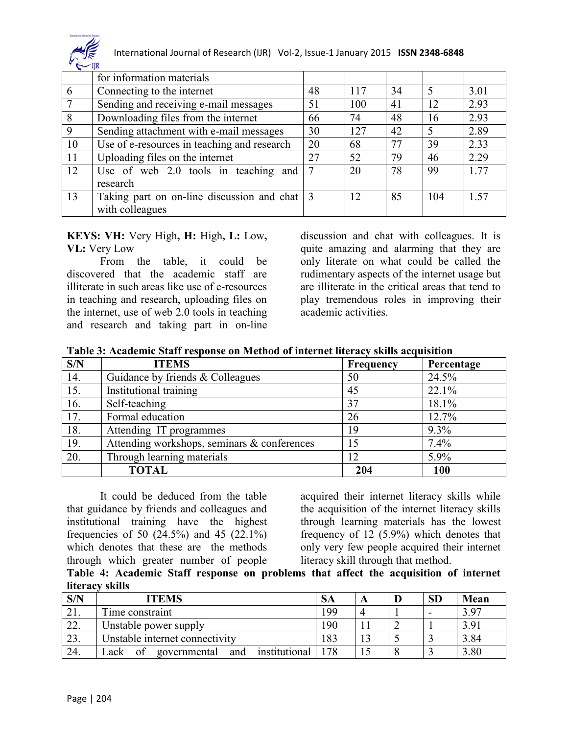| | for information materials | | | | | |
|---|---|---|---|---|---|---|
| 6 | Connecting to the internet | 48 | 117 | 34 | 5 | 3.01 |
| 7 | Sending and receiving e-mail messages | 51 | 100 | 41 | 12 | 2.93 |
| 8 | Downloading files from the internet | 66 | 74 | 48 | 16 | 2.93 |
| 9 | Sending attachment with e-mail messages | 30 | 127 | 42 | 5 | 2.89 |
| 10 | Use of e-resources in teaching and research | 20 | 68 | 77 | 39 | 2.33 |
| 11 | Uploading files on the internet | 27 | 52 | 79 | 46 | 2.29 |
| 12 | Use of web 2.0 tools in teaching and research | 7 | 20 | 78 | 99 | 1.77 |
| 13 | Taking part on on-line discussion and chat with colleagues | 3 | 12 | 85 | 104 | 1.57 |

**KEYS: VH:** Very High**, H:** High**, L:** Low**, VL:** Very Low

From the table, it could be discovered that the academic staff are illiterate in such areas like use of e-resources in teaching and research, uploading files on the internet, use of web 2.0 tools in teaching and research and taking part in on-line discussion and chat with colleagues. It is quite amazing and alarming that they are only literate on what could be called the rudimentary aspects of the internet usage but are illiterate in the critical areas that tend to play tremendous roles in improving their academic activities.

**Table 3: Academic Staff response on Method of internet literacy skills acquisition**

| S/N | ITEMS | Frequency | Percentage |
|---|---|---|---|
| 14. | Guidance by friends & Colleagues | 50 | 24.5% |
| 15. | Institutional training | 45 | 22.1% |
| 16. | Self-teaching | 37 | 18.1% |
| 17. | Formal education | 26 | 12.7% |
| 18. | Attending IT programmes | 19 | 9.3% |
| 19. | Attending workshops, seminars & conferences | 15 | 7.4% |
| 20. | Through learning materials | 12 | 5.9% |
| | **TOTAL** | **204** | **100** |

It could be deduced from the table that guidance by friends and colleagues and institutional training have the highest frequencies of 50 (24.5%) and 45 (22.1%) which denotes that these are the methods through which greater number of people acquired their internet literacy skills while the acquisition of the internet literacy skills through learning materials has the lowest frequency of 12 (5.9%) which denotes that only very few people acquired their internet literacy skill through that method.

**Table 4: Academic Staff response on problems that affect the acquisition of internet literacy skills**

| S/N | ITEMS | SA | A | D | SD | Mean |
|---|---|---|---|---|---|---|
| 21. | Time constraint | 199 | 4 | 1 | - | 3.97 |
| 22. | Unstable power supply | 190 | 11 | 2 | 1 | 3.91 |
| 23. | Unstable internet connectivity | 183 | 13 | 5 | 3 | 3.84 |
| 24. | Lack of governmental and institutional | 178 | 15 | 8 | 3 | 3.80 |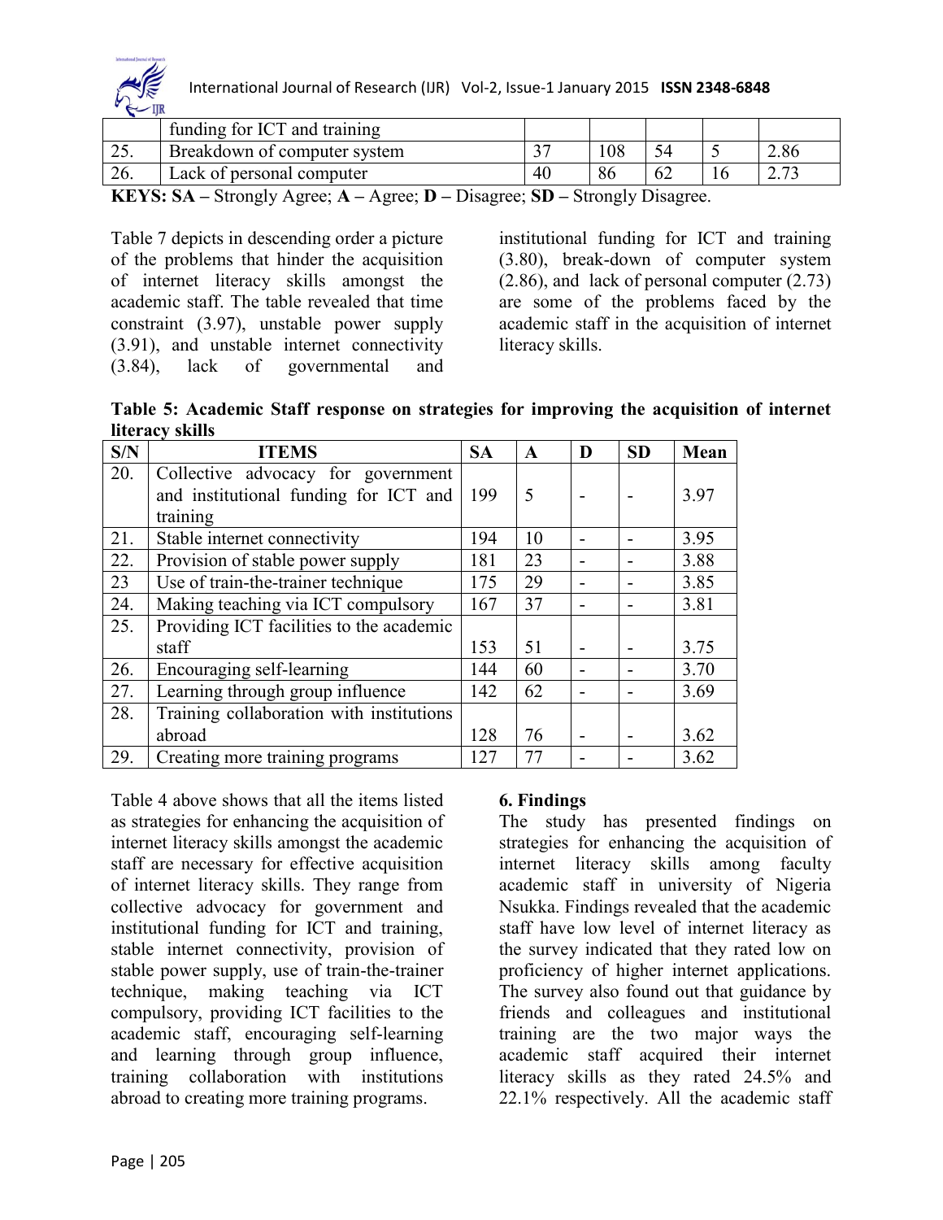|  | funding for ICT and training |  |  |  |  |  |
|---|---|---|---|---|---|---|
| 25. | Breakdown of computer system | 37 | 108 | 54 | 5 | 2.86 |
| 26. | Lack of personal computer | 40 | 86 | 62 | 16 | 2.73 |

**KEYS: SA –** Strongly Agree; **A –** Agree; **D –** Disagree; **SD –** Strongly Disagree.

Table 7 depicts in descending order a picture of the problems that hinder the acquisition of internet literacy skills amongst the academic staff. The table revealed that time constraint (3.97), unstable power supply (3.91), and unstable internet connectivity (3.84), lack of governmental and institutional funding for ICT and training (3.80), break-down of computer system (2.86), and lack of personal computer (2.73) are some of the problems faced by the academic staff in the acquisition of internet literacy skills.

**Table 5: Academic Staff response on strategies for improving the acquisition of internet literacy skills**

| S/N | ITEMS | SA | A | D | SD | Mean |
|---|---|---|---|---|---|---|
| 20. | Collective advocacy for government and institutional funding for ICT and training | 199 | 5 | - | - | 3.97 |
| 21. | Stable internet connectivity | 194 | 10 | - | - | 3.95 |
| 22. | Provision of stable power supply | 181 | 23 | - | - | 3.88 |
| 23 | Use of train-the-trainer technique | 175 | 29 | - | - | 3.85 |
| 24. | Making teaching via ICT compulsory | 167 | 37 | - | - | 3.81 |
| 25. | Providing ICT facilities to the academic staff | 153 | 51 | - | - | 3.75 |
| 26. | Encouraging self-learning | 144 | 60 | - | - | 3.70 |
| 27. | Learning through group influence | 142 | 62 | - | - | 3.69 |
| 28. | Training collaboration with institutions abroad | 128 | 76 | - | - | 3.62 |
| 29. | Creating more training programs | 127 | 77 | - | - | 3.62 |

Table 4 above shows that all the items listed as strategies for enhancing the acquisition of internet literacy skills amongst the academic staff are necessary for effective acquisition of internet literacy skills. They range from collective advocacy for government and institutional funding for ICT and training, stable internet connectivity, provision of stable power supply, use of train-the-trainer technique, making teaching via ICT compulsory, providing ICT facilities to the academic staff, encouraging self-learning and learning through group influence, training collaboration with institutions abroad to creating more training programs.

## 6. Findings

The study has presented findings on strategies for enhancing the acquisition of internet literacy skills among faculty academic staff in university of Nigeria Nsukka. Findings revealed that the academic staff have low level of internet literacy as the survey indicated that they rated low on proficiency of higher internet applications. The survey also found out that guidance by friends and colleagues and institutional training are the two major ways the academic staff acquired their internet literacy skills as they rated 24.5% and 22.1% respectively. All the academic staff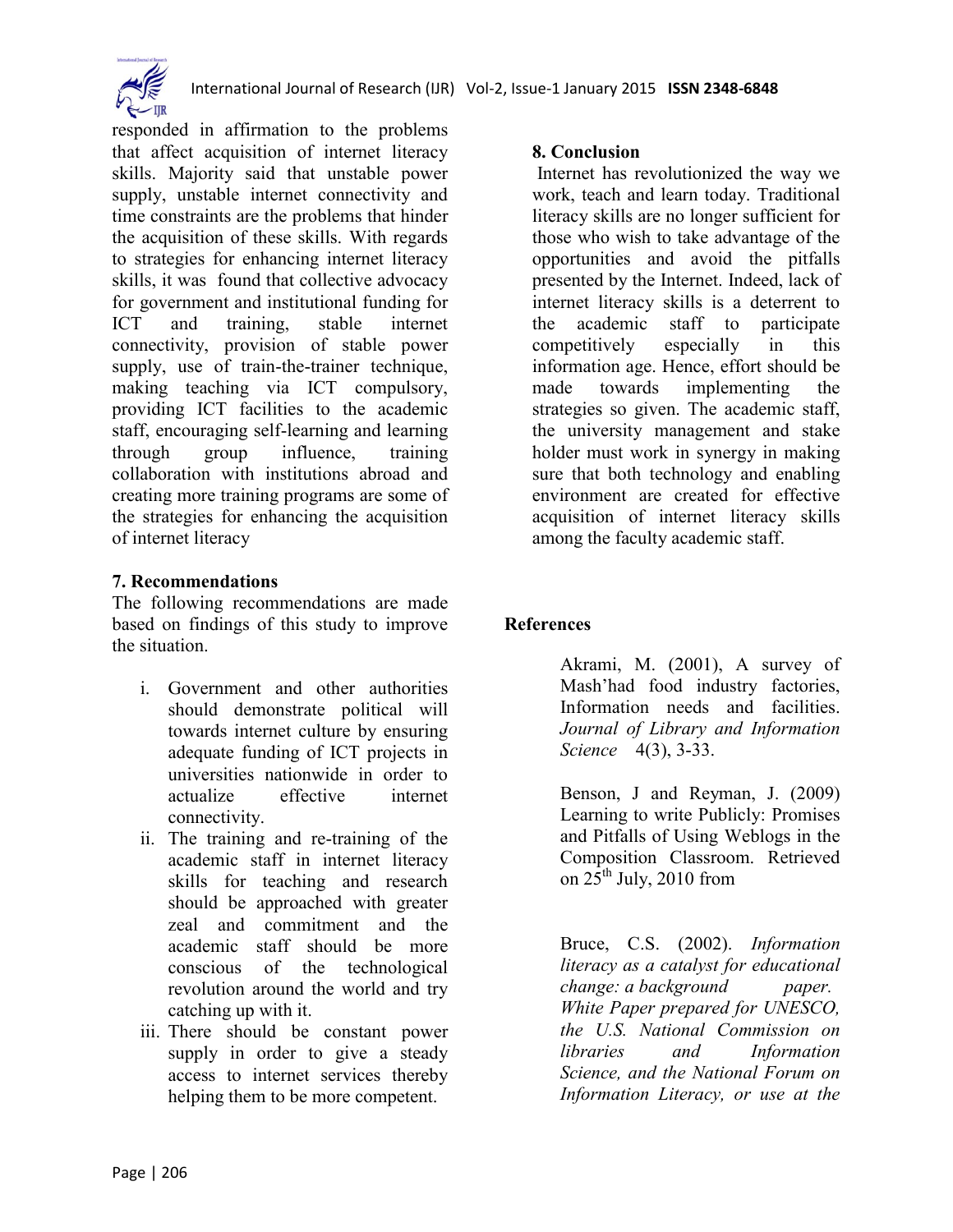responded in affirmation to the problems that affect acquisition of internet literacy skills. Majority said that unstable power supply, unstable internet connectivity and time constraints are the problems that hinder the acquisition of these skills. With regards to strategies for enhancing internet literacy skills, it was found that collective advocacy for government and institutional funding for ICT and training, stable internet connectivity, provision of stable power supply, use of train-the-trainer technique, making teaching via ICT compulsory, providing ICT facilities to the academic staff, encouraging self-learning and learning through group influence, training collaboration with institutions abroad and creating more training programs are some of the strategies for enhancing the acquisition of internet literacy

## 7. Recommendations

The following recommendations are made based on findings of this study to improve the situation.

i. Government and other authorities should demonstrate political will towards internet culture by ensuring adequate funding of ICT projects in universities nationwide in order to actualize effective internet connectivity.
ii. The training and re-training of the academic staff in internet literacy skills for teaching and research should be approached with greater zeal and commitment and the academic staff should be more conscious of the technological revolution around the world and try catching up with it.
iii. There should be constant power supply in order to give a steady access to internet services thereby helping them to be more competent.

## 8. Conclusion

Internet has revolutionized the way we work, teach and learn today. Traditional literacy skills are no longer sufficient for those who wish to take advantage of the opportunities and avoid the pitfalls presented by the Internet. Indeed, lack of internet literacy skills is a deterrent to the academic staff to participate competitively especially in this information age. Hence, effort should be made towards implementing the strategies so given. The academic staff, the university management and stake holder must work in synergy in making sure that both technology and enabling environment are created for effective acquisition of internet literacy skills among the faculty academic staff.

## References

Akrami, M. (2001), A survey of Mash'had food industry factories, Information needs and facilities. *Journal of Library and Information Science* 4(3), 3-33.

Benson, J and Reyman, J. (2009) Learning to write Publicly: Promises and Pitfalls of Using Weblogs in the Composition Classroom. Retrieved on 25th July, 2010 from

Bruce, C.S. (2002). *Information literacy as a catalyst for educational change: a background paper. White Paper prepared for UNESCO, the U.S. National Commission on libraries and Information Science, and the National Forum on Information Literacy, or use at the*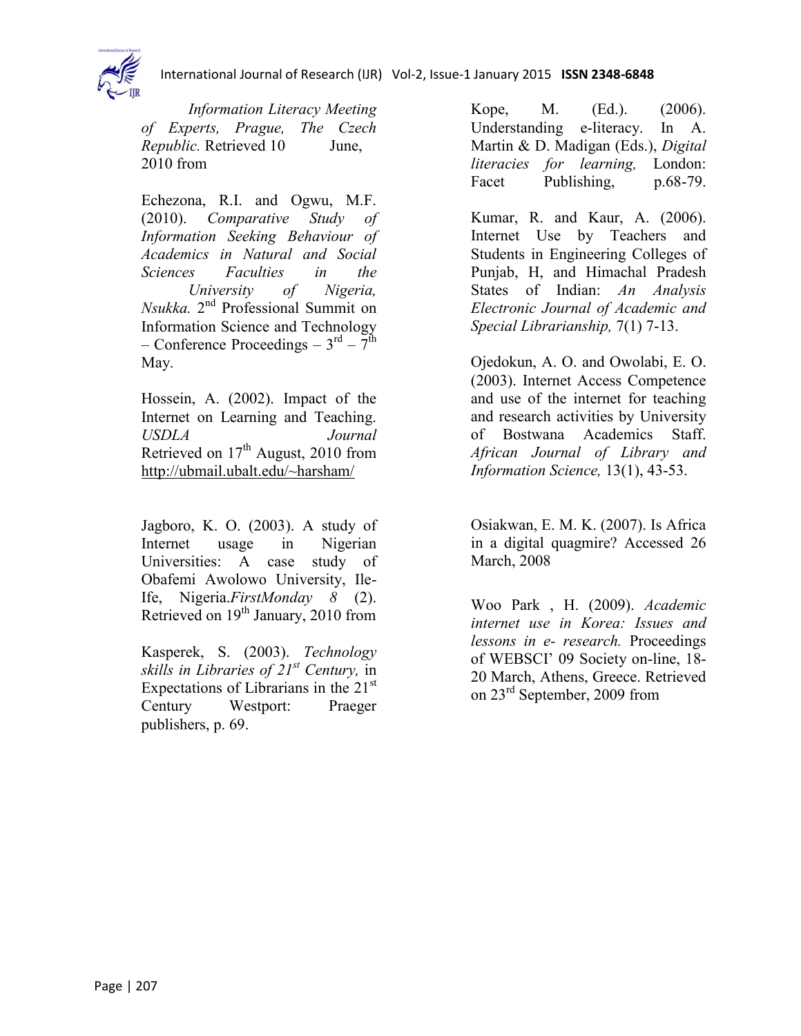*Information Literacy Meeting of Experts, Prague, The Czech Republic.* Retrieved 10 June, 2010 from

Echezona, R.I. and Ogwu, M.F. (2010). *Comparative Study of Information Seeking Behaviour of Academics in Natural and Social Sciences Faculties in the University of Nigeria, Nsukka.* 2nd Professional Summit on Information Science and Technology – Conference Proceedings – 3rd – 7th May.

Hossein, A. (2002). Impact of the Internet on Learning and Teaching. *USDLA Journal* Retrieved on 17th August, 2010 from http://ubmail.ubalt.edu/~harsham/

Jagboro, K. O. (2003). A study of Internet usage in Nigerian Universities: A case study of Obafemi Awolowo University, Ile-Ife, Nigeria.*FirstMonday 8* (2). Retrieved on 19th January, 2010 from

Kasperek, S. (2003). *Technology skills in Libraries of 21st Century,* in Expectations of Librarians in the 21st Century Westport: Praeger publishers, p. 69.

Kope, M. (Ed.). (2006). Understanding e-literacy. In A. Martin & D. Madigan (Eds.), *Digital literacies for learning,* London: Facet Publishing, p.68-79.

Kumar, R. and Kaur, A. (2006). Internet Use by Teachers and Students in Engineering Colleges of Punjab, H, and Himachal Pradesh States of Indian: *An Analysis Electronic Journal of Academic and Special Librarianship,* 7(1) 7-13.

Ojedokun, A. O. and Owolabi, E. O. (2003). Internet Access Competence and use of the internet for teaching and research activities by University of Bostwana Academics Staff. *African Journal of Library and Information Science,* 13(1), 43-53.

Osiakwan, E. M. K. (2007). Is Africa in a digital quagmire? Accessed 26 March, 2008

Woo Park , H. (2009). *Academic internet use in Korea: Issues and lessons in e- research.* Proceedings of WEBSCI' 09 Society on-line, 18-20 March, Athens, Greece. Retrieved on 23rd September, 2009 from